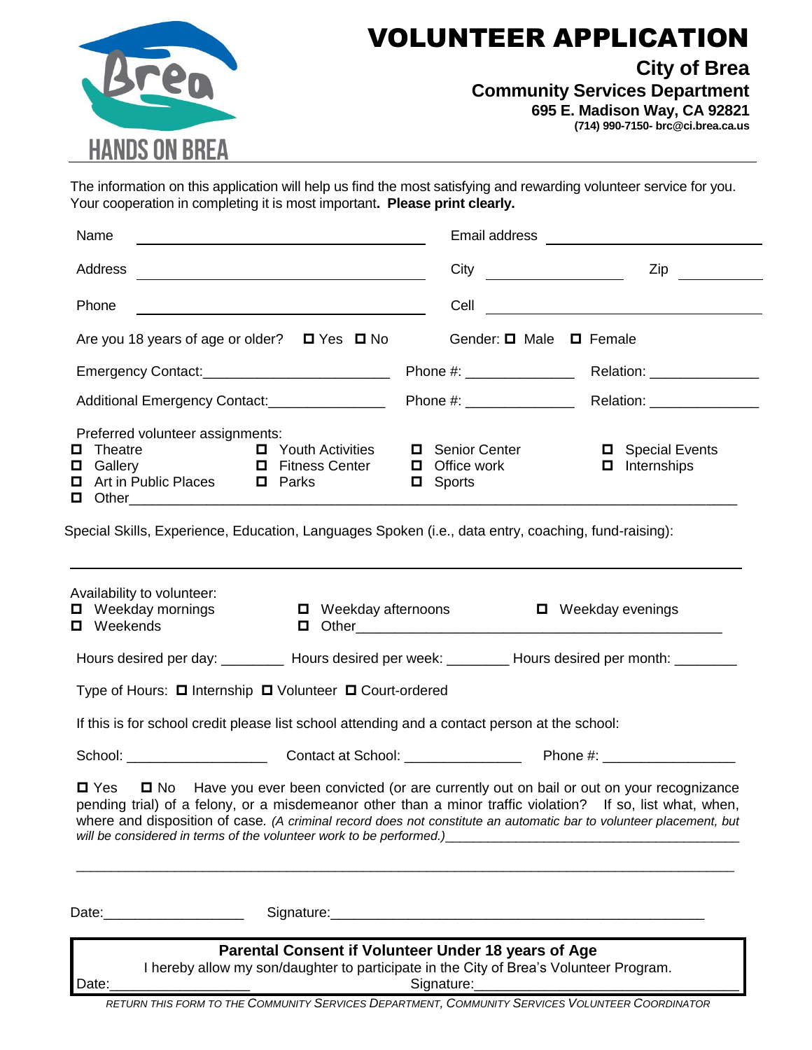# VOLUNTEER APPLICATION

**City of Brea**
**Community Services Department**
**695 E. Madison Way, CA 92821**
**(714) 990-7150- brc@ci.brea.ca.us**

HANDS ON BREA

The information on this application will help us find the most satisfying and rewarding volunteer service for you. Your cooperation in completing it is most important**. Please print clearly.**

Name ______________________________ Email address ______________________________

Address ______________________________ City ______________ Zip __________

Phone ______________________________ Cell ______________________________

Are you 18 years of age or older? ☐ Yes ☐ No Gender: ☐ Male ☐ Female

Emergency Contact:________________________ Phone #: ______________ Relation: ______________

Additional Emergency Contact:_______________ Phone #: ______________ Relation: ______________

Preferred volunteer assignments:

- ☐ Theatre
- ☐ Gallery
- ☐ Art in Public Places
- ☐ Youth Activities
- ☐ Fitness Center
- ☐ Parks
- ☐ Senior Center
- ☐ Office work
- ☐ Sports
- ☐ Special Events
- ☐ Internships
- ☐ Other________________________________________________________________

Special Skills, Experience, Education, Languages Spoken (i.e., data entry, coaching, fund-raising):

______________________________________________________________________________

Availability to volunteer:

- ☐ Weekday mornings
- ☐ Weekday afternoons
- ☐ Weekday evenings
- ☐ Weekends
- ☐ Other______________________________________________

Hours desired per day: ________ Hours desired per week: ________ Hours desired per month: ________

Type of Hours: ☐ Internship ☐ Volunteer ☐ Court-ordered

If this is for school credit please list school attending and a contact person at the school:

School: __________________ Contact at School: _______________ Phone #: _________________

☐ Yes ☐ No Have you ever been convicted (or are currently out on bail or out on your recognizance pending trial) of a felony, or a misdemeanor other than a minor traffic violation? If so, list what, when, where and disposition of case. *(A criminal record does not constitute an automatic bar to volunteer placement, but will be considered in terms of the volunteer work to be performed.)*________________________________________

______________________________________________________________________________

Date:__________________ Signature:_______________________________________________

**Parental Consent if Volunteer Under 18 years of Age**

I hereby allow my son/daughter to participate in the City of Brea's Volunteer Program.

Date:__________________ Signature:_________________________________

*RETURN THIS FORM TO THE COMMUNITY SERVICES DEPARTMENT, COMMUNITY SERVICES VOLUNTEER COORDINATOR*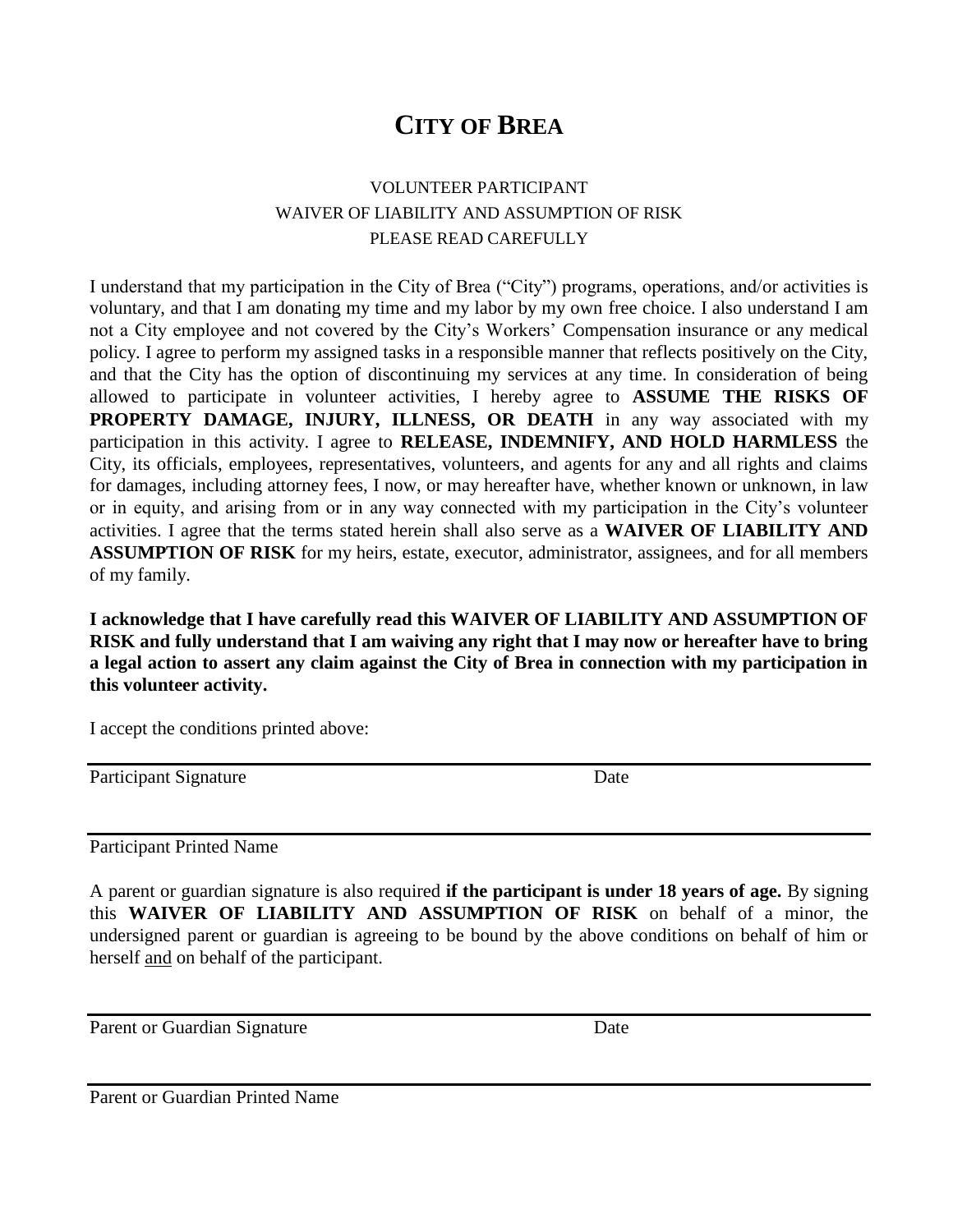# CITY OF BREA

VOLUNTEER PARTICIPANT
WAIVER OF LIABILITY AND ASSUMPTION OF RISK
PLEASE READ CAREFULLY

I understand that my participation in the City of Brea ("City") programs, operations, and/or activities is voluntary, and that I am donating my time and my labor by my own free choice. I also understand I am not a City employee and not covered by the City's Workers' Compensation insurance or any medical policy. I agree to perform my assigned tasks in a responsible manner that reflects positively on the City, and that the City has the option of discontinuing my services at any time. In consideration of being allowed to participate in volunteer activities, I hereby agree to **ASSUME THE RISKS OF PROPERTY DAMAGE, INJURY, ILLNESS, OR DEATH** in any way associated with my participation in this activity. I agree to **RELEASE, INDEMNIFY, AND HOLD HARMLESS** the City, its officials, employees, representatives, volunteers, and agents for any and all rights and claims for damages, including attorney fees, I now, or may hereafter have, whether known or unknown, in law or in equity, and arising from or in any way connected with my participation in the City's volunteer activities. I agree that the terms stated herein shall also serve as a **WAIVER OF LIABILITY AND ASSUMPTION OF RISK** for my heirs, estate, executor, administrator, assignees, and for all members of my family.

**I acknowledge that I have carefully read this WAIVER OF LIABILITY AND ASSUMPTION OF RISK and fully understand that I am waiving any right that I may now or hereafter have to bring a legal action to assert any claim against the City of Brea in connection with my participation in this volunteer activity.**

I accept the conditions printed above:

Participant Signature Date

Participant Printed Name

A parent or guardian signature is also required **if the participant is under 18 years of age.** By signing this **WAIVER OF LIABILITY AND ASSUMPTION OF RISK** on behalf of a minor, the undersigned parent or guardian is agreeing to be bound by the above conditions on behalf of him or herself and on behalf of the participant.

Parent or Guardian Signature Date

Parent or Guardian Printed Name